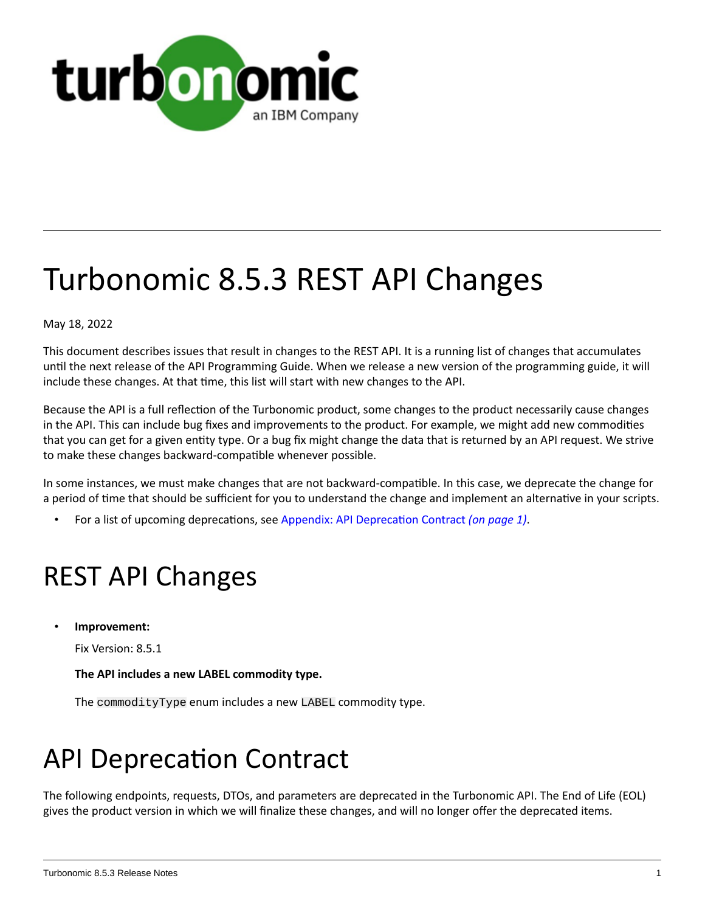# Turbonomic 8.5.3 REST API Changes

May 18, 2022

This document describes issues that result in changes to the REST API. It is a running list of changes that accumulates until the next release of the API Programming Guide. When we release a new version of the programming guide, it will include these changes. At that time, this list will start with new changes to the API.

Because the API is a full reflection of the Turbonomic product, some changes to the product necessarily cause changes in the API. This can include bug fixes and improvements to the product. For example, we might add new commodities that you can get for a given entity type. Or a bug fix might change the data that is returned by an API request. We strive to make these changes backward-compatible whenever possible.

In some instances, we must make changes that are not backward-compatible. In this case, we deprecate the change for a period of time that should be sufficient for you to understand the change and implement an alternative in your scripts.

- For a list of upcoming deprecations, see Appendix: API Deprecation Contract *(on page 1)*.

# REST API Changes

- **Improvement:**

  Fix Version: 8.5.1

  **The API includes a new LABEL commodity type.**

  The `commodityType` enum includes a new `LABEL` commodity type.

# API Deprecation Contract

The following endpoints, requests, DTOs, and parameters are deprecated in the Turbonomic API. The End of Life (EOL) gives the product version in which we will finalize these changes, and will no longer offer the deprecated items.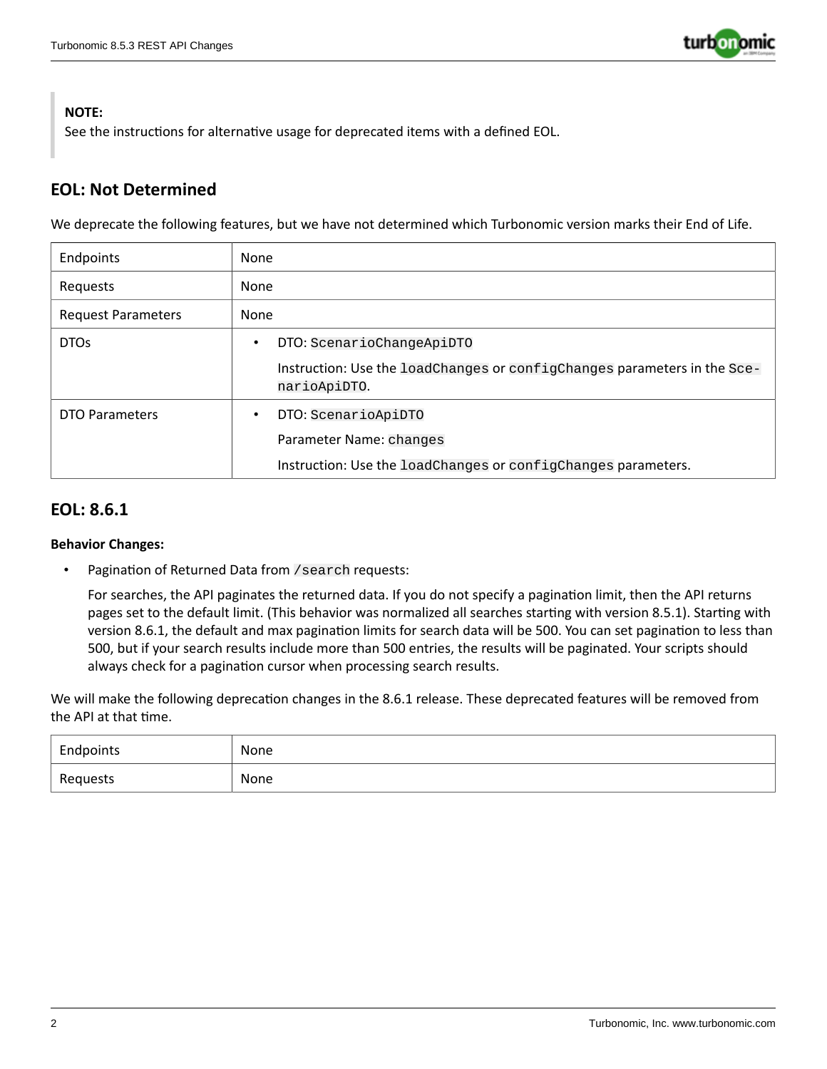> **NOTE:**
> See the instructions for alternative usage for deprecated items with a defined EOL.

## EOL: Not Determined

We deprecate the following features, but we have not determined which Turbonomic version marks their End of Life.

| | |
|---|---|
| Endpoints | None |
| Requests | None |
| Request Parameters | None |
| DTOs | • DTO: `ScenarioChangeApiDTO`<br>Instruction: Use the `loadChanges` or `configChanges` parameters in the `ScenarioApiDTO`. |
| DTO Parameters | • DTO: `ScenarioApiDTO`<br>Parameter Name: `changes`<br>Instruction: Use the `loadChanges` or `configChanges` parameters. |

## EOL: 8.6.1

**Behavior Changes:**

- Pagination of Returned Data from `/search` requests:

  For searches, the API paginates the returned data. If you do not specify a pagination limit, then the API returns pages set to the default limit. (This behavior was normalized all searches starting with version 8.5.1). Starting with version 8.6.1, the default and max pagination limits for search data will be 500. You can set pagination to less than 500, but if your search results include more than 500 entries, the results will be paginated. Your scripts should always check for a pagination cursor when processing search results.

We will make the following deprecation changes in the 8.6.1 release. These deprecated features will be removed from the API at that time.

| | |
|---|---|
| Endpoints | None |
| Requests | None |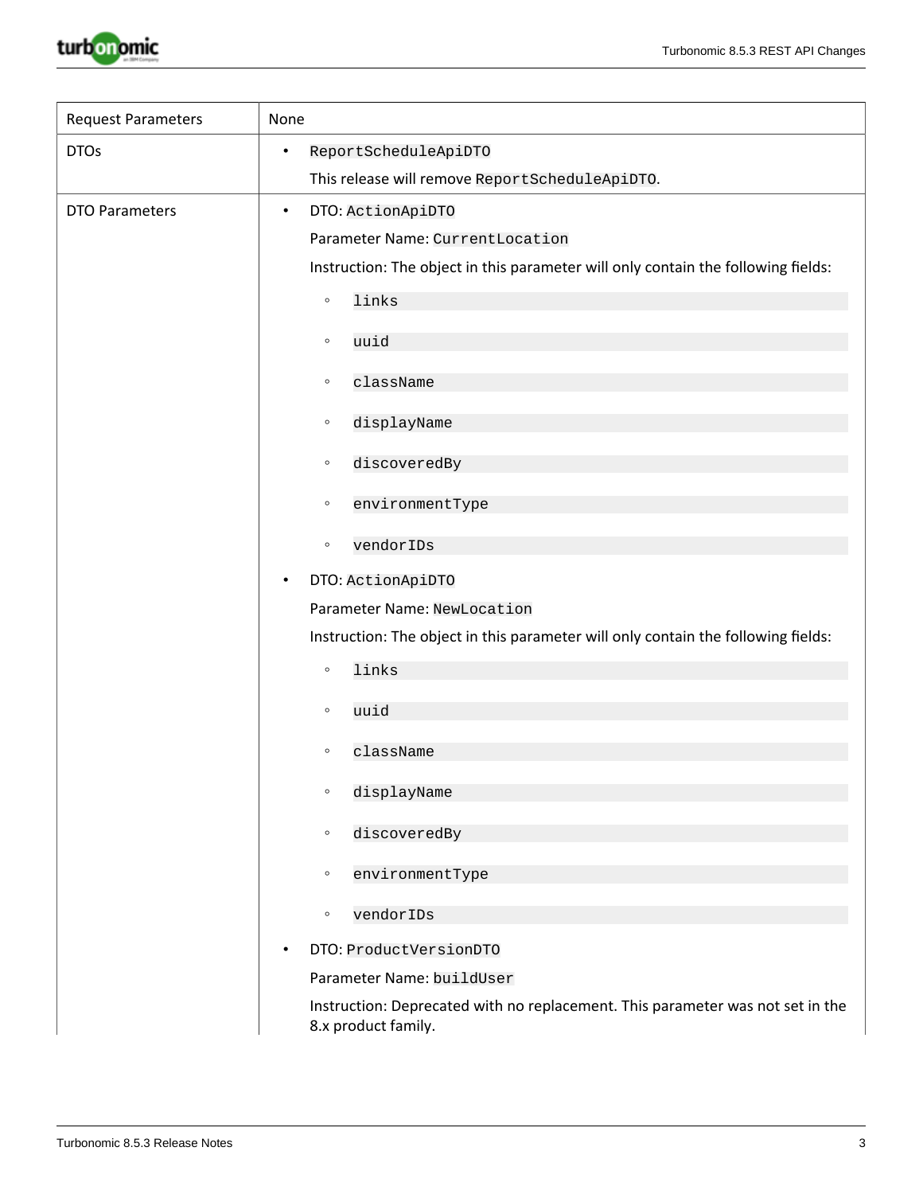| Request Parameters | None |
|---|---|
| DTOs | • `ReportScheduleApiDTO`<br>This release will remove `ReportScheduleApiDTO`. |
| DTO Parameters | • DTO: `ActionApiDTO`<br>Parameter Name: `CurrentLocation`<br>Instruction: The object in this parameter will only contain the following fields:<br>◦ `links`<br>◦ `uuid`<br>◦ `className`<br>◦ `displayName`<br>◦ `discoveredBy`<br>◦ `environmentType`<br>◦ `vendorIDs`<br>• DTO: `ActionApiDTO`<br>Parameter Name: `NewLocation`<br>Instruction: The object in this parameter will only contain the following fields:<br>◦ `links`<br>◦ `uuid`<br>◦ `className`<br>◦ `displayName`<br>◦ `discoveredBy`<br>◦ `environmentType`<br>◦ `vendorIDs`<br>• DTO: `ProductVersionDTO`<br>Parameter Name: `buildUser`<br>Instruction: Deprecated with no replacement. This parameter was not set in the 8.x product family. |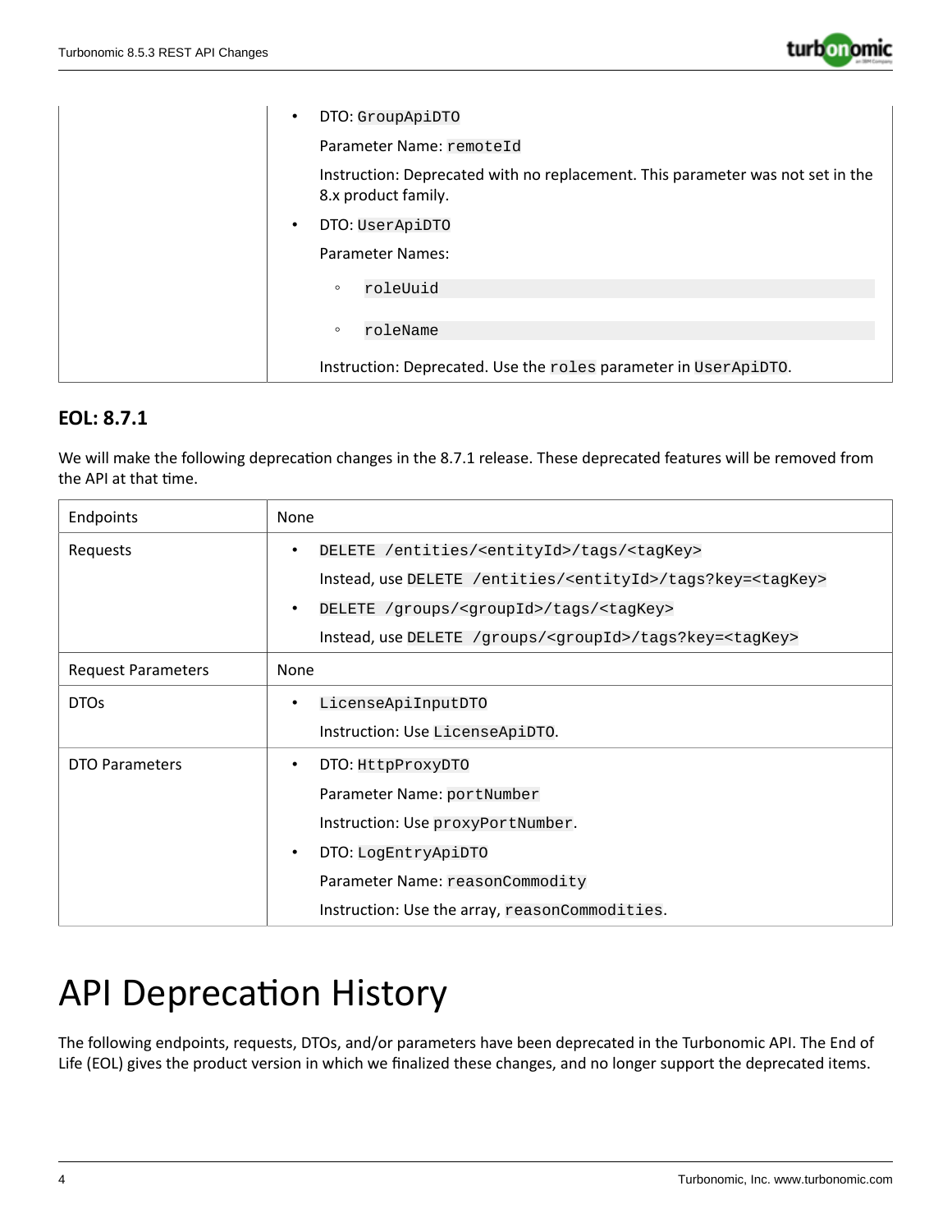| | |
|---|---|
| | • DTO: `GroupApiDTO`<br>Parameter Name: `remoteId`<br>Instruction: Deprecated with no replacement. This parameter was not set in the 8.x product family.<br>• DTO: `UserApiDTO`<br>Parameter Names:<br>◦ `roleUuid`<br>◦ `roleName`<br>Instruction: Deprecated. Use the `roles` parameter in `UserApiDTO`. |

### EOL: 8.7.1

We will make the following deprecation changes in the 8.7.1 release. These deprecated features will be removed from the API at that time.

| | |
|---|---|
| Endpoints | None |
| Requests | • `DELETE /entities/<entityId>/tags/<tagKey>`<br>Instead, use `DELETE /entities/<entityId>/tags?key=<tagKey>`<br>• `DELETE /groups/<groupId>/tags/<tagKey>`<br>Instead, use `DELETE /groups/<groupId>/tags?key=<tagKey>` |
| Request Parameters | None |
| DTOs | • `LicenseApiInputDTO`<br>Instruction: Use `LicenseApiDTO`. |
| DTO Parameters | • DTO: `HttpProxyDTO`<br>Parameter Name: `portNumber`<br>Instruction: Use `proxyPortNumber`.<br>• DTO: `LogEntryApiDTO`<br>Parameter Name: `reasonCommodity`<br>Instruction: Use the array, `reasonCommodities`. |

# API Deprecation History

The following endpoints, requests, DTOs, and/or parameters have been deprecated in the Turbonomic API. The End of Life (EOL) gives the product version in which we finalized these changes, and no longer support the deprecated items.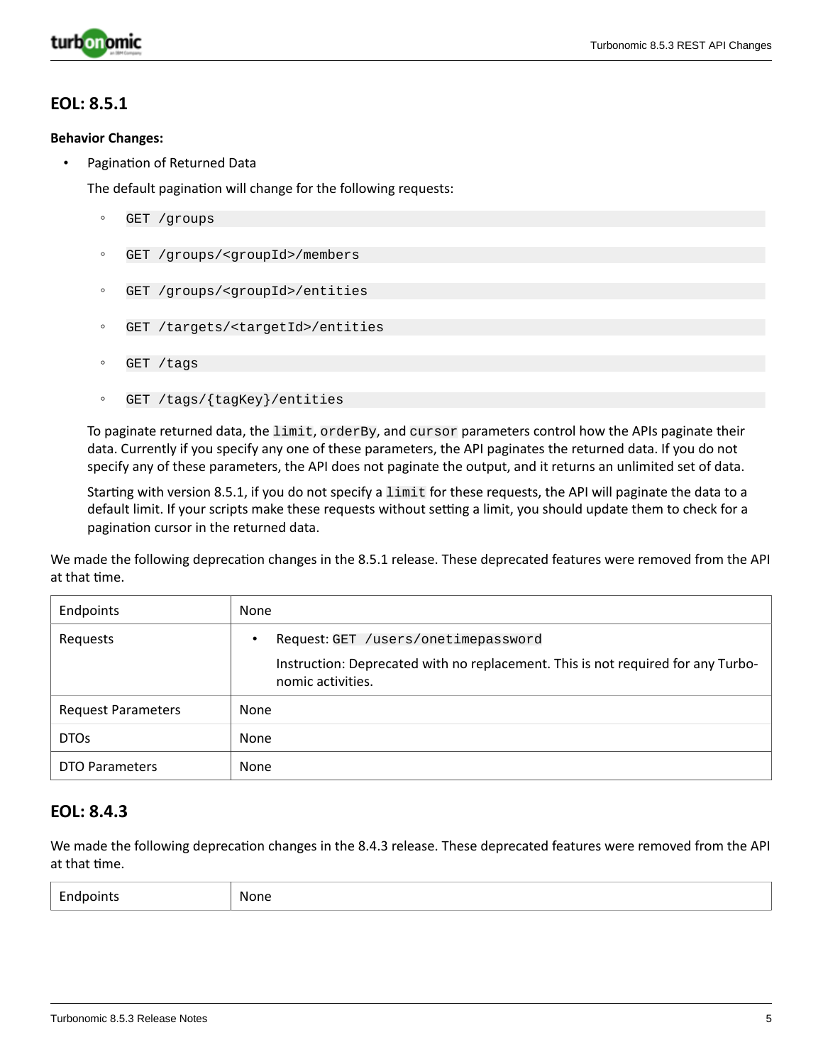## EOL: 8.5.1

**Behavior Changes:**

- Pagination of Returned Data

  The default pagination will change for the following requests:

  - `GET /groups`
  - `GET /groups/<groupId>/members`
  - `GET /groups/<groupId>/entities`
  - `GET /targets/<targetId>/entities`
  - `GET /tags`
  - `GET /tags/{tagKey}/entities`

  To paginate returned data, the `limit`, `orderBy`, and `cursor` parameters control how the APIs paginate their data. Currently if you specify any one of these parameters, the API paginates the returned data. If you do not specify any of these parameters, the API does not paginate the output, and it returns an unlimited set of data.

  Starting with version 8.5.1, if you do not specify a `limit` for these requests, the API will paginate the data to a default limit. If your scripts make these requests without setting a limit, you should update them to check for a pagination cursor in the returned data.

We made the following deprecation changes in the 8.5.1 release. These deprecated features were removed from the API at that time.

| | |
|---|---|
| Endpoints | None |
| Requests | • Request: `GET /users/onetimepassword`<br>Instruction: Deprecated with no replacement. This is not required for any Turbonomic activities. |
| Request Parameters | None |
| DTOs | None |
| DTO Parameters | None |

## EOL: 8.4.3

We made the following deprecation changes in the 8.4.3 release. These deprecated features were removed from the API at that time.

| | |
|---|---|
| Endpoints | None |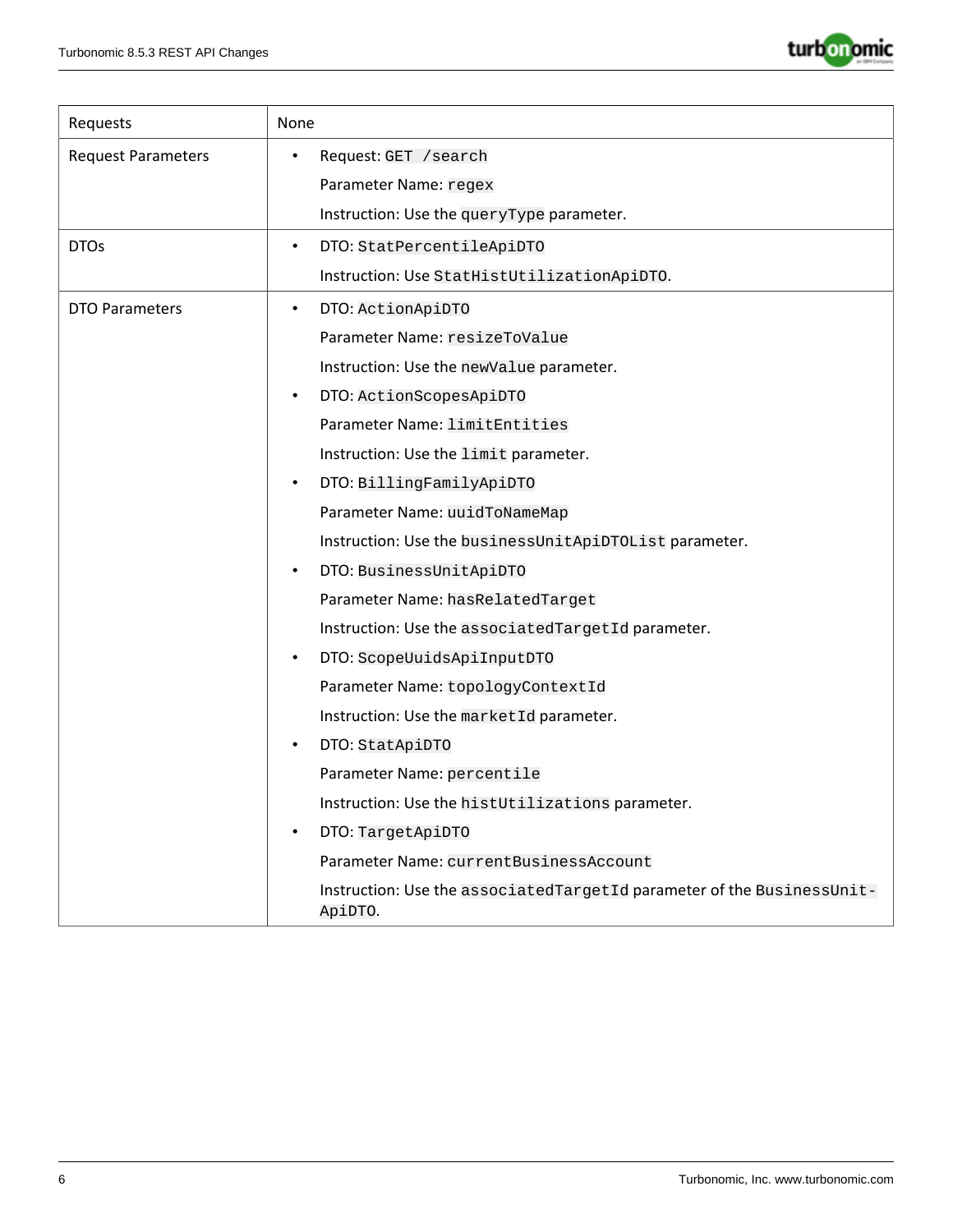| | |
|---|---|
| Requests | None |
| Request Parameters | • Request: `GET /search`<br>Parameter Name: `regex`<br>Instruction: Use the `queryType` parameter. |
| DTOs | • DTO: `StatPercentileApiDTO`<br>Instruction: Use `StatHistUtilizationApiDTO`. |
| DTO Parameters | • DTO: `ActionApiDTO`<br>Parameter Name: `resizeToValue`<br>Instruction: Use the `newValue` parameter.<br>• DTO: `ActionScopesApiDTO`<br>Parameter Name: `limitEntities`<br>Instruction: Use the `limit` parameter.<br>• DTO: `BillingFamilyApiDTO`<br>Parameter Name: `uuidToNameMap`<br>Instruction: Use the `businessUnitApiDTOList` parameter.<br>• DTO: `BusinessUnitApiDTO`<br>Parameter Name: `hasRelatedTarget`<br>Instruction: Use the `associatedTargetId` parameter.<br>• DTO: `ScopeUuidsApiInputDTO`<br>Parameter Name: `topologyContextId`<br>Instruction: Use the `marketId` parameter.<br>• DTO: `StatApiDTO`<br>Parameter Name: `percentile`<br>Instruction: Use the `histUtilizations` parameter.<br>• DTO: `TargetApiDTO`<br>Parameter Name: `currentBusinessAccount`<br>Instruction: Use the `associatedTargetId` parameter of the `BusinessUnitApiDTO`. |